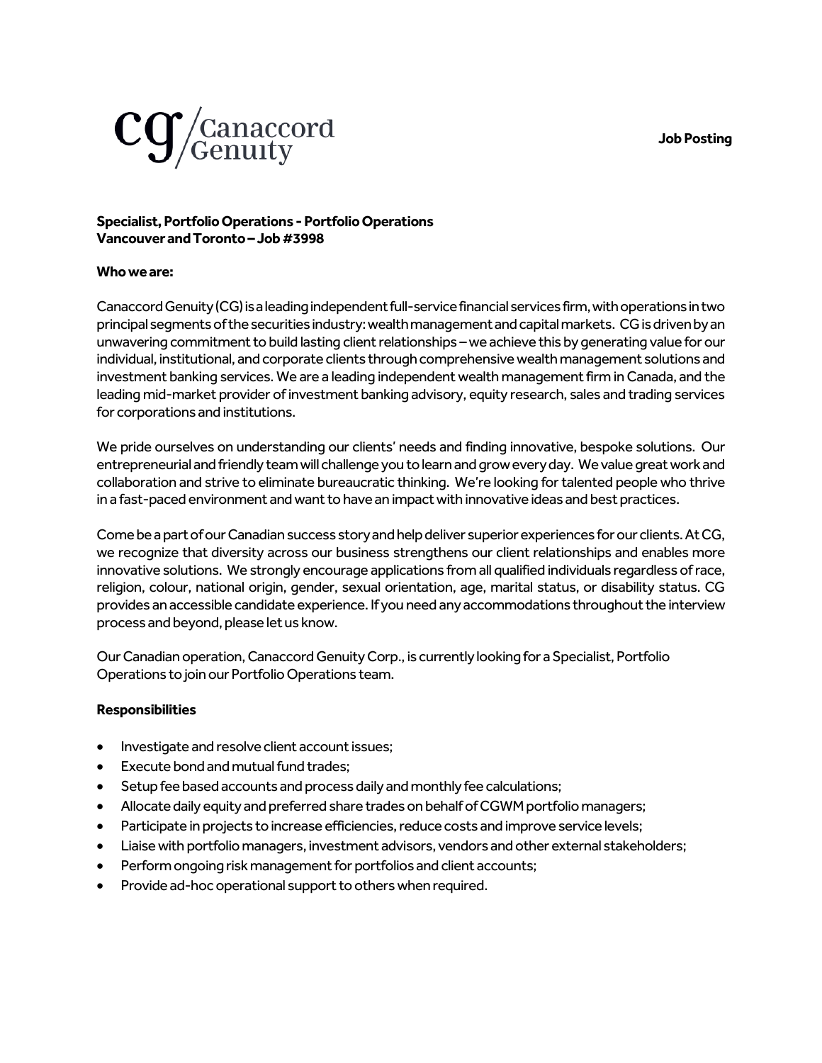**Job Posting**

**Specialist, Portfolio Operations - Portfolio Operations**
**Vancouver and Toronto – Job #3998**

**Who we are:**

Canaccord Genuity (CG) is a leading independent full-service financial services firm, with operations in two principal segments of the securities industry: wealth management and capital markets. CG is driven by an unwavering commitment to build lasting client relationships – we achieve this by generating value for our individual, institutional, and corporate clients through comprehensive wealth management solutions and investment banking services. We are a leading independent wealth management firm in Canada, and the leading mid-market provider of investment banking advisory, equity research, sales and trading services for corporations and institutions.

We pride ourselves on understanding our clients' needs and finding innovative, bespoke solutions. Our entrepreneurial and friendly team will challenge you to learn and grow every day. We value great work and collaboration and strive to eliminate bureaucratic thinking. We're looking for talented people who thrive in a fast-paced environment and want to have an impact with innovative ideas and best practices.

Come be a part of our Canadian success story and help deliver superior experiences for our clients. At CG, we recognize that diversity across our business strengthens our client relationships and enables more innovative solutions. We strongly encourage applications from all qualified individuals regardless of race, religion, colour, national origin, gender, sexual orientation, age, marital status, or disability status. CG provides an accessible candidate experience. If you need any accommodations throughout the interview process and beyond, please let us know.

Our Canadian operation, Canaccord Genuity Corp., is currently looking for a Specialist, Portfolio Operations to join our Portfolio Operations team.

**Responsibilities**

- Investigate and resolve client account issues;
- Execute bond and mutual fund trades;
- Setup fee based accounts and process daily and monthly fee calculations;
- Allocate daily equity and preferred share trades on behalf of CGWM portfolio managers;
- Participate in projects to increase efficiencies, reduce costs and improve service levels;
- Liaise with portfolio managers, investment advisors, vendors and other external stakeholders;
- Perform ongoing risk management for portfolios and client accounts;
- Provide ad-hoc operational support to others when required.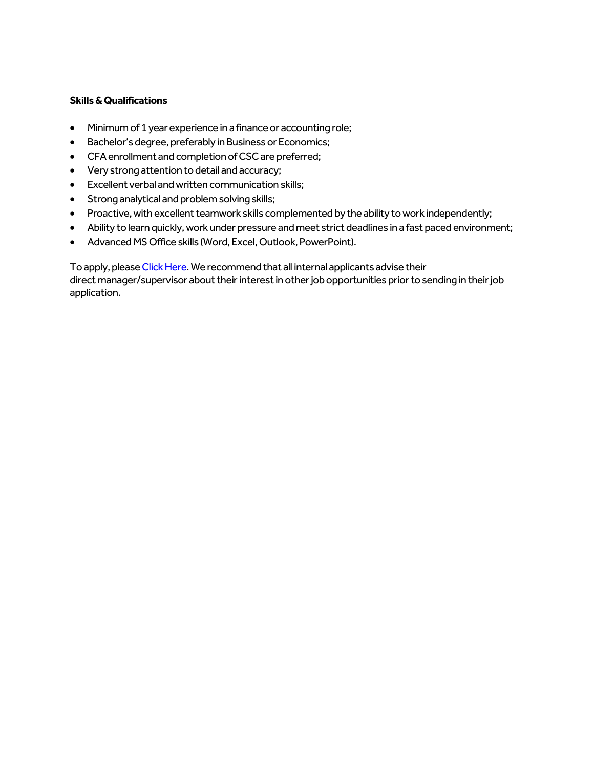**Skills & Qualifications**

- Minimum of 1 year experience in a finance or accounting role;
- Bachelor's degree, preferably in Business or Economics;
- CFA enrollment and completion of CSC are preferred;
- Very strong attention to detail and accuracy;
- Excellent verbal and written communication skills;
- Strong analytical and problem solving skills;
- Proactive, with excellent teamwork skills complemented by the ability to work independently;
- Ability to learn quickly, work under pressure and meet strict deadlines in a fast paced environment;
- Advanced MS Office skills (Word, Excel, Outlook, PowerPoint).

To apply, please Click Here. We recommend that all internal applicants advise their direct manager/supervisor about their interest in other job opportunities prior to sending in their job application.